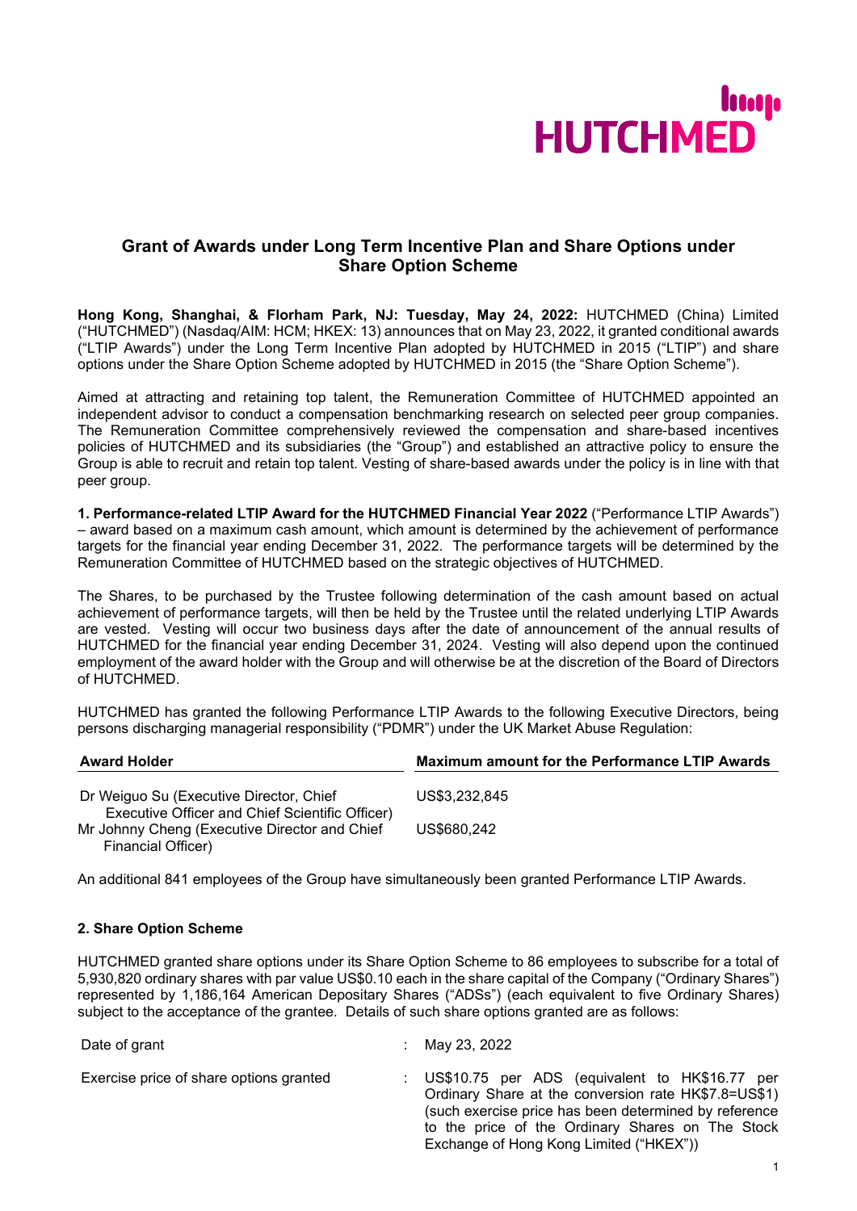# Grant of Awards under Long Term Incentive Plan and Share Options under Share Option Scheme

**Hong Kong, Shanghai, & Florham Park, NJ: Tuesday, May 24, 2022:** HUTCHMED (China) Limited ("HUTCHMED") (Nasdaq/AIM: HCM; HKEX: 13) announces that on May 23, 2022, it granted conditional awards ("LTIP Awards") under the Long Term Incentive Plan adopted by HUTCHMED in 2015 ("LTIP") and share options under the Share Option Scheme adopted by HUTCHMED in 2015 (the "Share Option Scheme").

Aimed at attracting and retaining top talent, the Remuneration Committee of HUTCHMED appointed an independent advisor to conduct a compensation benchmarking research on selected peer group companies. The Remuneration Committee comprehensively reviewed the compensation and share-based incentives policies of HUTCHMED and its subsidiaries (the "Group") and established an attractive policy to ensure the Group is able to recruit and retain top talent. Vesting of share-based awards under the policy is in line with that peer group.

**1. Performance-related LTIP Award for the HUTCHMED Financial Year 2022** ("Performance LTIP Awards") – award based on a maximum cash amount, which amount is determined by the achievement of performance targets for the financial year ending December 31, 2022. The performance targets will be determined by the Remuneration Committee of HUTCHMED based on the strategic objectives of HUTCHMED.

The Shares, to be purchased by the Trustee following determination of the cash amount based on actual achievement of performance targets, will then be held by the Trustee until the related underlying LTIP Awards are vested. Vesting will occur two business days after the date of announcement of the annual results of HUTCHMED for the financial year ending December 31, 2024. Vesting will also depend upon the continued employment of the award holder with the Group and will otherwise be at the discretion of the Board of Directors of HUTCHMED.

HUTCHMED has granted the following Performance LTIP Awards to the following Executive Directors, being persons discharging managerial responsibility ("PDMR") under the UK Market Abuse Regulation:

| Award Holder | Maximum amount for the Performance LTIP Awards |
|---|---|
| Dr Weiguo Su (Executive Director, Chief Executive Officer and Chief Scientific Officer) | US$3,232,845 |
| Mr Johnny Cheng (Executive Director and Chief Financial Officer) | US$680,242 |

An additional 841 employees of the Group have simultaneously been granted Performance LTIP Awards.

**2. Share Option Scheme**

HUTCHMED granted share options under its Share Option Scheme to 86 employees to subscribe for a total of 5,930,820 ordinary shares with par value US$0.10 each in the share capital of the Company ("Ordinary Shares") represented by 1,186,164 American Depositary Shares ("ADSs") (each equivalent to five Ordinary Shares) subject to the acceptance of the grantee. Details of such share options granted are as follows:

| | | |
|---|---|---|
| Date of grant | : | May 23, 2022 |
| Exercise price of share options granted | : | US$10.75 per ADS (equivalent to HK$16.77 per Ordinary Share at the conversion rate HK$7.8=US$1) (such exercise price has been determined by reference to the price of the Ordinary Shares on The Stock Exchange of Hong Kong Limited ("HKEX")) |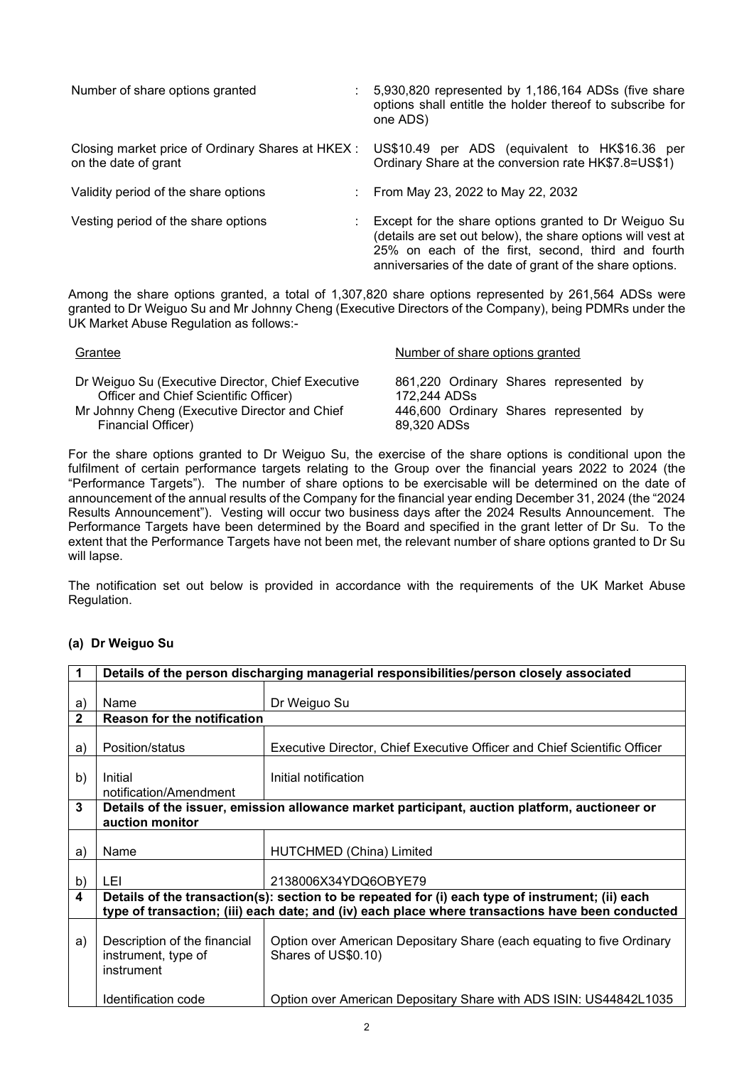| | | |
|---|---|---|
| Number of share options granted | : | 5,930,820 represented by 1,186,164 ADSs (five share options shall entitle the holder thereof to subscribe for one ADS) |
| Closing market price of Ordinary Shares at HKEX on the date of grant | : | US$10.49 per ADS (equivalent to HK$16.36 per Ordinary Share at the conversion rate HK$7.8=US$1) |
| Validity period of the share options | : | From May 23, 2022 to May 22, 2032 |
| Vesting period of the share options | : | Except for the share options granted to Dr Weiguo Su (details are set out below), the share options will vest at 25% on each of the first, second, third and fourth anniversaries of the date of grant of the share options. |

Among the share options granted, a total of 1,307,820 share options represented by 261,564 ADSs were granted to Dr Weiguo Su and Mr Johnny Cheng (Executive Directors of the Company), being PDMRs under the UK Market Abuse Regulation as follows:-

| Grantee | Number of share options granted |
|---|---|
| Dr Weiguo Su (Executive Director, Chief Executive Officer and Chief Scientific Officer) | 861,220 Ordinary Shares represented by 172,244 ADSs |
| Mr Johnny Cheng (Executive Director and Chief Financial Officer) | 446,600 Ordinary Shares represented by 89,320 ADSs |

For the share options granted to Dr Weiguo Su, the exercise of the share options is conditional upon the fulfilment of certain performance targets relating to the Group over the financial years 2022 to 2024 (the "Performance Targets"). The number of share options to be exercisable will be determined on the date of announcement of the annual results of the Company for the financial year ending December 31, 2024 (the "2024 Results Announcement"). Vesting will occur two business days after the 2024 Results Announcement. The Performance Targets have been determined by the Board and specified in the grant letter of Dr Su. To the extent that the Performance Targets have not been met, the relevant number of share options granted to Dr Su will lapse.

The notification set out below is provided in accordance with the requirements of the UK Market Abuse Regulation.

**(a) Dr Weiguo Su**

| 1 | Details of the person discharging managerial responsibilities/person closely associated | |
|---|---|---|
| a) | Name | Dr Weiguo Su |
| **2** | **Reason for the notification** | |
| a) | Position/status | Executive Director, Chief Executive Officer and Chief Scientific Officer |
| b) | Initial notification/Amendment | Initial notification |
| **3** | **Details of the issuer, emission allowance market participant, auction platform, auctioneer or auction monitor** | |
| a) | Name | HUTCHMED (China) Limited |
| b) | LEI | 2138006X34YDQ6OBYE79 |
| **4** | **Details of the transaction(s): section to be repeated for (i) each type of instrument; (ii) each type of transaction; (iii) each date; and (iv) each place where transactions have been conducted** | |
| a) | Description of the financial instrument, type of instrument | Option over American Depositary Share (each equating to five Ordinary Shares of US$0.10) |
| | Identification code | Option over American Depositary Share with ADS ISIN: US44842L1035 |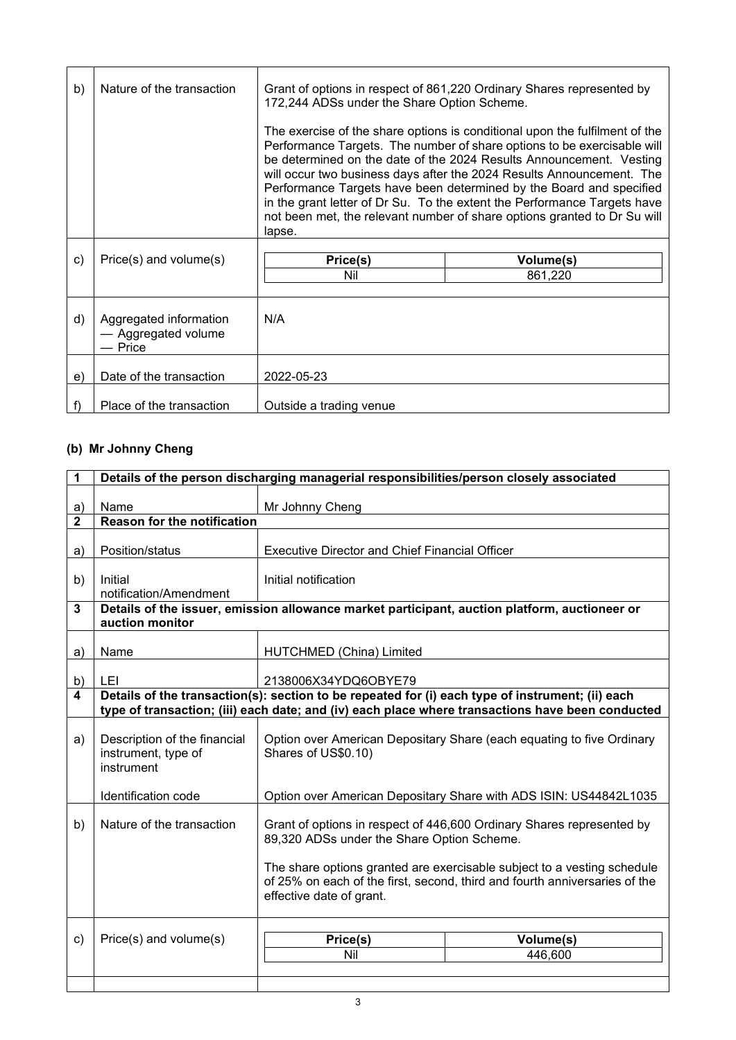| | | |
|---|---|---|
| b) | Nature of the transaction | Grant of options in respect of 861,220 Ordinary Shares represented by 172,244 ADSs under the Share Option Scheme.<br><br>The exercise of the share options is conditional upon the fulfilment of the Performance Targets. The number of share options to be exercisable will be determined on the date of the 2024 Results Announcement. Vesting will occur two business days after the 2024 Results Announcement. The Performance Targets have been determined by the Board and specified in the grant letter of Dr Su. To the extent the Performance Targets have not been met, the relevant number of share options granted to Dr Su will lapse. |
| c) | Price(s) and volume(s) | Price(s): Nil — Volume(s): 861,220 |
| d) | Aggregated information<br>— Aggregated volume<br>— Price | N/A |
| e) | Date of the transaction | 2022-05-23 |
| f) | Place of the transaction | Outside a trading venue |

### (b) Mr Johnny Cheng

| | | |
|---|---|---|
| **1** | **Details of the person discharging managerial responsibilities/person closely associated** | |
| a) | Name | Mr Johnny Cheng |
| **2** | **Reason for the notification** | |
| a) | Position/status | Executive Director and Chief Financial Officer |
| b) | Initial notification/Amendment | Initial notification |
| **3** | **Details of the issuer, emission allowance market participant, auction platform, auctioneer or auction monitor** | |
| a) | Name | HUTCHMED (China) Limited |
| b) | LEI | 2138006X34YDQ6OBYE79 |
| **4** | **Details of the transaction(s): section to be repeated for (i) each type of instrument; (ii) each type of transaction; (iii) each date; and (iv) each place where transactions have been conducted** | |
| a) | Description of the financial instrument, type of instrument<br><br>Identification code | Option over American Depositary Share (each equating to five Ordinary Shares of US$0.10)<br><br>Option over American Depositary Share with ADS ISIN: US44842L1035 |
| b) | Nature of the transaction | Grant of options in respect of 446,600 Ordinary Shares represented by 89,320 ADSs under the Share Option Scheme.<br><br>The share options granted are exercisable subject to a vesting schedule of 25% on each of the first, second, third and fourth anniversaries of the effective date of grant. |
| c) | Price(s) and volume(s) | Price(s): Nil — Volume(s): 446,600 |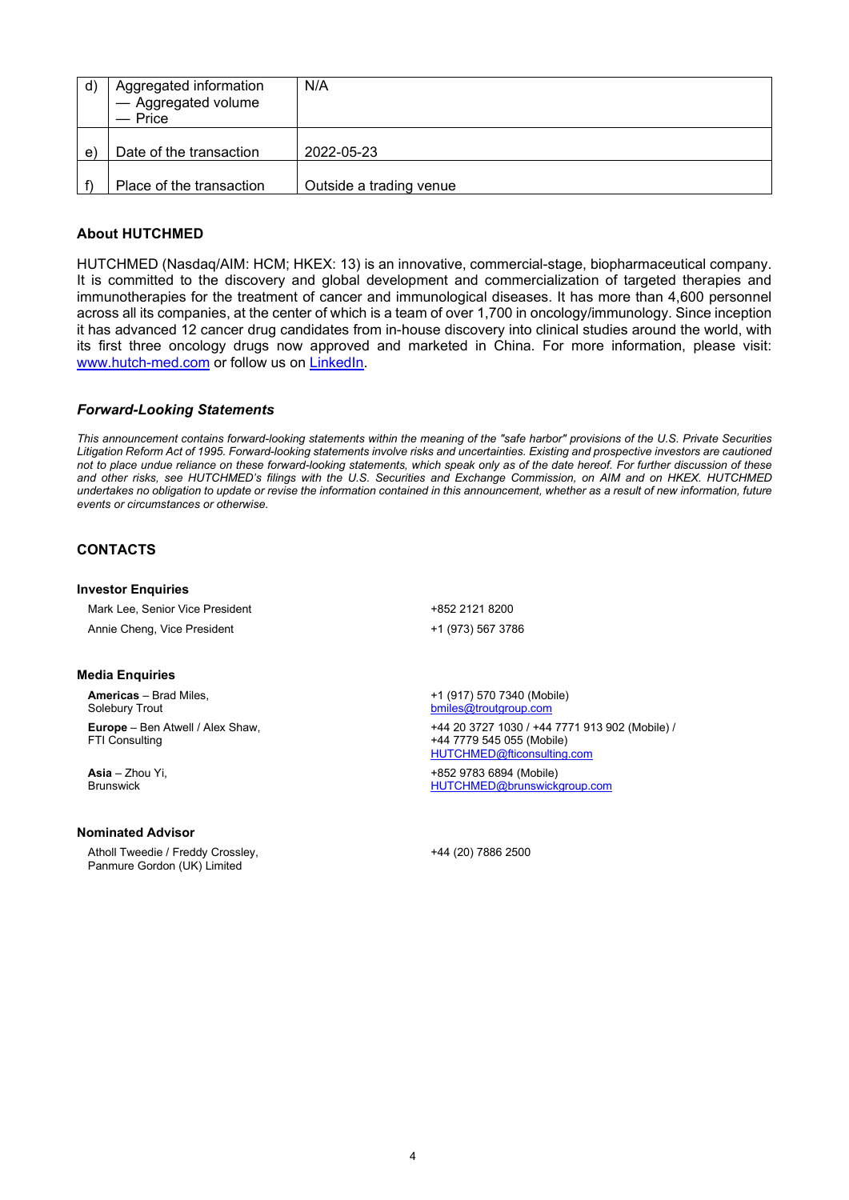| | | |
|---|---|---|
| d) | Aggregated information<br>— Aggregated volume<br>— Price | N/A |
| e) | Date of the transaction | 2022-05-23 |
| f) | Place of the transaction | Outside a trading venue |

**About HUTCHMED**

HUTCHMED (Nasdaq/AIM: HCM; HKEX: 13) is an innovative, commercial-stage, biopharmaceutical company. It is committed to the discovery and global development and commercialization of targeted therapies and immunotherapies for the treatment of cancer and immunological diseases. It has more than 4,600 personnel across all its companies, at the center of which is a team of over 1,700 in oncology/immunology. Since inception it has advanced 12 cancer drug candidates from in-house discovery into clinical studies around the world, with its first three oncology drugs now approved and marketed in China. For more information, please visit: [www.hutch-med.com](http://www.hutch-med.com) or follow us on [LinkedIn](#).

***Forward-Looking Statements***

*This announcement contains forward-looking statements within the meaning of the "safe harbor" provisions of the U.S. Private Securities Litigation Reform Act of 1995. Forward-looking statements involve risks and uncertainties. Existing and prospective investors are cautioned not to place undue reliance on these forward-looking statements, which speak only as of the date hereof. For further discussion of these and other risks, see HUTCHMED's filings with the U.S. Securities and Exchange Commission, on AIM and on HKEX. HUTCHMED undertakes no obligation to update or revise the information contained in this announcement, whether as a result of new information, future events or circumstances or otherwise.*

**CONTACTS**

**Investor Enquiries**

| | |
|---|---|
| Mark Lee, Senior Vice President | +852 2121 8200 |
| Annie Cheng, Vice President | +1 (973) 567 3786 |

**Media Enquiries**

| | |
|---|---|
| **Americas** – Brad Miles, Solebury Trout | +1 (917) 570 7340 (Mobile)<br>bmiles@troutgroup.com |
| **Europe** – Ben Atwell / Alex Shaw, FTI Consulting | +44 20 3727 1030 / +44 7771 913 902 (Mobile) / +44 7779 545 055 (Mobile)<br>HUTCHMED@fticonsulting.com |
| **Asia** – Zhou Yi, Brunswick | +852 9783 6894 (Mobile)<br>HUTCHMED@brunswickgroup.com |

**Nominated Advisor**

| | |
|---|---|
| Atholl Tweedie / Freddy Crossley, Panmure Gordon (UK) Limited | +44 (20) 7886 2500 |